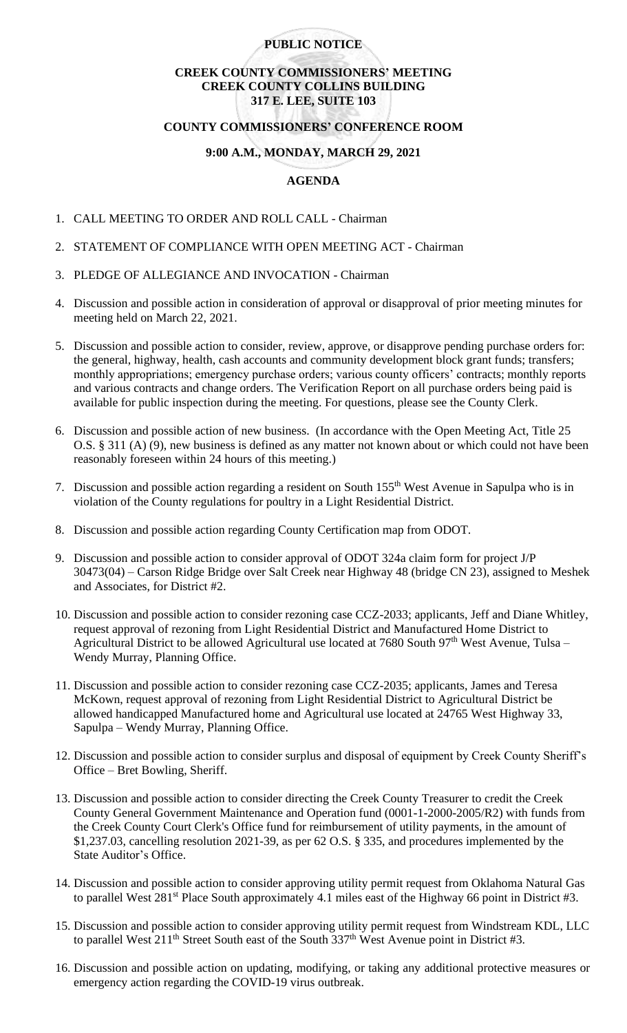**PUBLIC NOTICE**

**CREEK COUNTY COMMISSIONERS' MEETING**
**CREEK COUNTY COLLINS BUILDING**
**317 E. LEE, SUITE 103**

**COUNTY COMMISSIONERS' CONFERENCE ROOM**

**9:00 A.M., MONDAY, MARCH 29, 2021**

**AGENDA**

1. CALL MEETING TO ORDER AND ROLL CALL - Chairman
2. STATEMENT OF COMPLIANCE WITH OPEN MEETING ACT - Chairman
3. PLEDGE OF ALLEGIANCE AND INVOCATION - Chairman
4. Discussion and possible action in consideration of approval or disapproval of prior meeting minutes for meeting held on March 22, 2021.
5. Discussion and possible action to consider, review, approve, or disapprove pending purchase orders for: the general, highway, health, cash accounts and community development block grant funds; transfers; monthly appropriations; emergency purchase orders; various county officers' contracts; monthly reports and various contracts and change orders. The Verification Report on all purchase orders being paid is available for public inspection during the meeting. For questions, please see the County Clerk.
6. Discussion and possible action of new business. (In accordance with the Open Meeting Act, Title 25 O.S. § 311 (A) (9), new business is defined as any matter not known about or which could not have been reasonably foreseen within 24 hours of this meeting.)
7. Discussion and possible action regarding a resident on South 155th West Avenue in Sapulpa who is in violation of the County regulations for poultry in a Light Residential District.
8. Discussion and possible action regarding County Certification map from ODOT.
9. Discussion and possible action to consider approval of ODOT 324a claim form for project J/P 30473(04) – Carson Ridge Bridge over Salt Creek near Highway 48 (bridge CN 23), assigned to Meshek and Associates, for District #2.
10. Discussion and possible action to consider rezoning case CCZ-2033; applicants, Jeff and Diane Whitley, request approval of rezoning from Light Residential District and Manufactured Home District to Agricultural District to be allowed Agricultural use located at 7680 South 97th West Avenue, Tulsa – Wendy Murray, Planning Office.
11. Discussion and possible action to consider rezoning case CCZ-2035; applicants, James and Teresa McKown, request approval of rezoning from Light Residential District to Agricultural District be allowed handicapped Manufactured home and Agricultural use located at 24765 West Highway 33, Sapulpa – Wendy Murray, Planning Office.
12. Discussion and possible action to consider surplus and disposal of equipment by Creek County Sheriff's Office – Bret Bowling, Sheriff.
13. Discussion and possible action to consider directing the Creek County Treasurer to credit the Creek County General Government Maintenance and Operation fund (0001-1-2000-2005/R2) with funds from the Creek County Court Clerk's Office fund for reimbursement of utility payments, in the amount of $1,237.03, cancelling resolution 2021-39, as per 62 O.S. § 335, and procedures implemented by the State Auditor's Office.
14. Discussion and possible action to consider approving utility permit request from Oklahoma Natural Gas to parallel West 281st Place South approximately 4.1 miles east of the Highway 66 point in District #3.
15. Discussion and possible action to consider approving utility permit request from Windstream KDL, LLC to parallel West 211th Street South east of the South 337th West Avenue point in District #3.
16. Discussion and possible action on updating, modifying, or taking any additional protective measures or emergency action regarding the COVID-19 virus outbreak.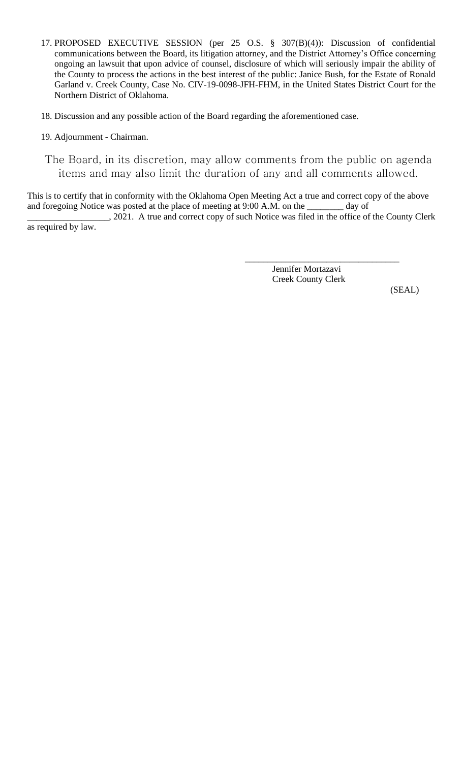17. PROPOSED EXECUTIVE SESSION (per 25 O.S. § 307(B)(4)): Discussion of confidential communications between the Board, its litigation attorney, and the District Attorney's Office concerning ongoing an lawsuit that upon advice of counsel, disclosure of which will seriously impair the ability of the County to process the actions in the best interest of the public: Janice Bush, for the Estate of Ronald Garland v. Creek County, Case No. CIV-19-0098-JFH-FHM, in the United States District Court for the Northern District of Oklahoma.

18. Discussion and any possible action of the Board regarding the aforementioned case.

19. Adjournment - Chairman.

The Board, in its discretion, may allow comments from the public on agenda items and may also limit the duration of any and all comments allowed.

This is to certify that in conformity with the Oklahoma Open Meeting Act a true and correct copy of the above and foregoing Notice was posted at the place of meeting at 9:00 A.M. on the ________ day of _________________, 2021. A true and correct copy of such Notice was filed in the office of the County Clerk as required by law.

_________________________________

Jennifer Mortazavi
Creek County Clerk

(SEAL)